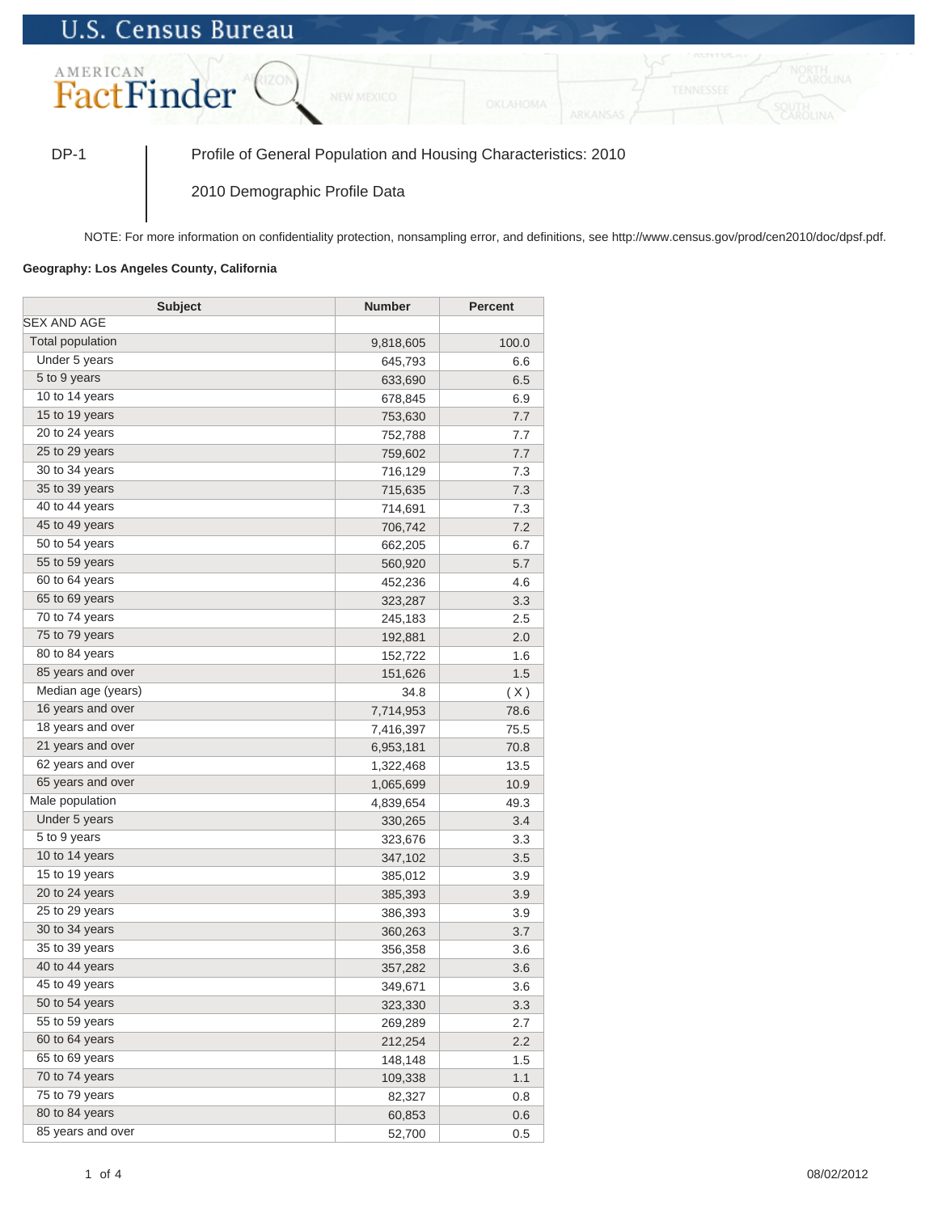U.S. Census Bureau

AMERICAN FactFinder

DP-1 | Profile of General Population and Housing Characteristics: 2010

2010 Demographic Profile Data

NOTE: For more information on confidentiality protection, nonsampling error, and definitions, see http://www.census.gov/prod/cen2010/doc/dpsf.pdf.

**Geography: Los Angeles County, California**

| Subject | Number | Percent |
|---|---|---|
| SEX AND AGE | | |
| Total population | 9,818,605 | 100.0 |
| Under 5 years | 645,793 | 6.6 |
| 5 to 9 years | 633,690 | 6.5 |
| 10 to 14 years | 678,845 | 6.9 |
| 15 to 19 years | 753,630 | 7.7 |
| 20 to 24 years | 752,788 | 7.7 |
| 25 to 29 years | 759,602 | 7.7 |
| 30 to 34 years | 716,129 | 7.3 |
| 35 to 39 years | 715,635 | 7.3 |
| 40 to 44 years | 714,691 | 7.3 |
| 45 to 49 years | 706,742 | 7.2 |
| 50 to 54 years | 662,205 | 6.7 |
| 55 to 59 years | 560,920 | 5.7 |
| 60 to 64 years | 452,236 | 4.6 |
| 65 to 69 years | 323,287 | 3.3 |
| 70 to 74 years | 245,183 | 2.5 |
| 75 to 79 years | 192,881 | 2.0 |
| 80 to 84 years | 152,722 | 1.6 |
| 85 years and over | 151,626 | 1.5 |
| Median age (years) | 34.8 | ( X ) |
| 16 years and over | 7,714,953 | 78.6 |
| 18 years and over | 7,416,397 | 75.5 |
| 21 years and over | 6,953,181 | 70.8 |
| 62 years and over | 1,322,468 | 13.5 |
| 65 years and over | 1,065,699 | 10.9 |
| Male population | 4,839,654 | 49.3 |
| Under 5 years | 330,265 | 3.4 |
| 5 to 9 years | 323,676 | 3.3 |
| 10 to 14 years | 347,102 | 3.5 |
| 15 to 19 years | 385,012 | 3.9 |
| 20 to 24 years | 385,393 | 3.9 |
| 25 to 29 years | 386,393 | 3.9 |
| 30 to 34 years | 360,263 | 3.7 |
| 35 to 39 years | 356,358 | 3.6 |
| 40 to 44 years | 357,282 | 3.6 |
| 45 to 49 years | 349,671 | 3.6 |
| 50 to 54 years | 323,330 | 3.3 |
| 55 to 59 years | 269,289 | 2.7 |
| 60 to 64 years | 212,254 | 2.2 |
| 65 to 69 years | 148,148 | 1.5 |
| 70 to 74 years | 109,338 | 1.1 |
| 75 to 79 years | 82,327 | 0.8 |
| 80 to 84 years | 60,853 | 0.6 |
| 85 years and over | 52,700 | 0.5 |

08/02/2012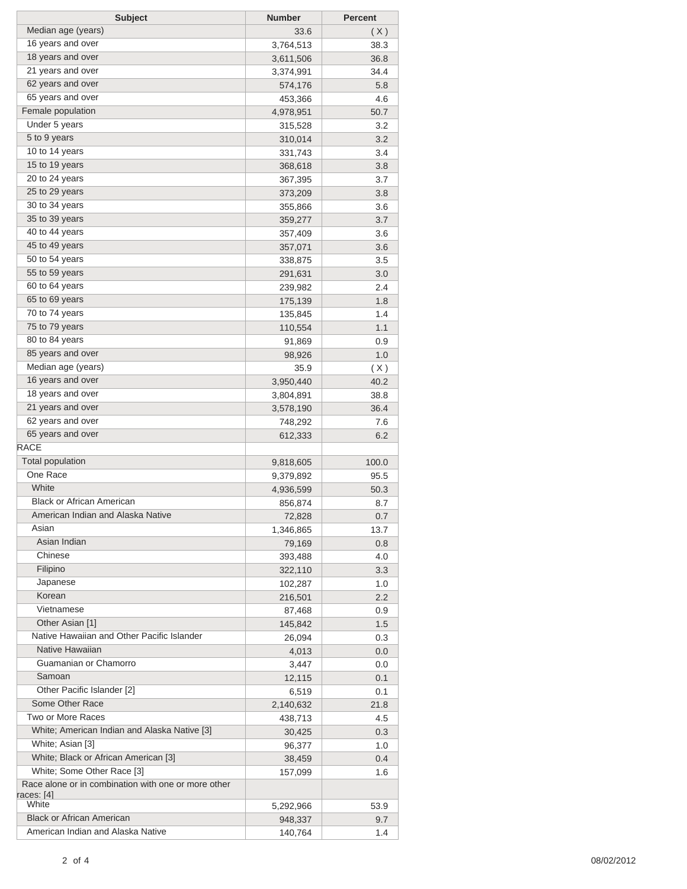| Subject | Number | Percent |
|---|---|---|
| Median age (years) | 33.6 | ( X ) |
| 16 years and over | 3,764,513 | 38.3 |
| 18 years and over | 3,611,506 | 36.8 |
| 21 years and over | 3,374,991 | 34.4 |
| 62 years and over | 574,176 | 5.8 |
| 65 years and over | 453,366 | 4.6 |
| Female population | 4,978,951 | 50.7 |
| Under 5 years | 315,528 | 3.2 |
| 5 to 9 years | 310,014 | 3.2 |
| 10 to 14 years | 331,743 | 3.4 |
| 15 to 19 years | 368,618 | 3.8 |
| 20 to 24 years | 367,395 | 3.7 |
| 25 to 29 years | 373,209 | 3.8 |
| 30 to 34 years | 355,866 | 3.6 |
| 35 to 39 years | 359,277 | 3.7 |
| 40 to 44 years | 357,409 | 3.6 |
| 45 to 49 years | 357,071 | 3.6 |
| 50 to 54 years | 338,875 | 3.5 |
| 55 to 59 years | 291,631 | 3.0 |
| 60 to 64 years | 239,982 | 2.4 |
| 65 to 69 years | 175,139 | 1.8 |
| 70 to 74 years | 135,845 | 1.4 |
| 75 to 79 years | 110,554 | 1.1 |
| 80 to 84 years | 91,869 | 0.9 |
| 85 years and over | 98,926 | 1.0 |
| Median age (years) | 35.9 | ( X ) |
| 16 years and over | 3,950,440 | 40.2 |
| 18 years and over | 3,804,891 | 38.8 |
| 21 years and over | 3,578,190 | 36.4 |
| 62 years and over | 748,292 | 7.6 |
| 65 years and over | 612,333 | 6.2 |
| RACE | | |
| Total population | 9,818,605 | 100.0 |
| One Race | 9,379,892 | 95.5 |
| White | 4,936,599 | 50.3 |
| Black or African American | 856,874 | 8.7 |
| American Indian and Alaska Native | 72,828 | 0.7 |
| Asian | 1,346,865 | 13.7 |
| Asian Indian | 79,169 | 0.8 |
| Chinese | 393,488 | 4.0 |
| Filipino | 322,110 | 3.3 |
| Japanese | 102,287 | 1.0 |
| Korean | 216,501 | 2.2 |
| Vietnamese | 87,468 | 0.9 |
| Other Asian [1] | 145,842 | 1.5 |
| Native Hawaiian and Other Pacific Islander | 26,094 | 0.3 |
| Native Hawaiian | 4,013 | 0.0 |
| Guamanian or Chamorro | 3,447 | 0.0 |
| Samoan | 12,115 | 0.1 |
| Other Pacific Islander [2] | 6,519 | 0.1 |
| Some Other Race | 2,140,632 | 21.8 |
| Two or More Races | 438,713 | 4.5 |
| White; American Indian and Alaska Native [3] | 30,425 | 0.3 |
| White; Asian [3] | 96,377 | 1.0 |
| White; Black or African American [3] | 38,459 | 0.4 |
| White; Some Other Race [3] | 157,099 | 1.6 |
| Race alone or in combination with one or more other races: [4] | | |
| White | 5,292,966 | 53.9 |
| Black or African American | 948,337 | 9.7 |
| American Indian and Alaska Native | 140,764 | 1.4 |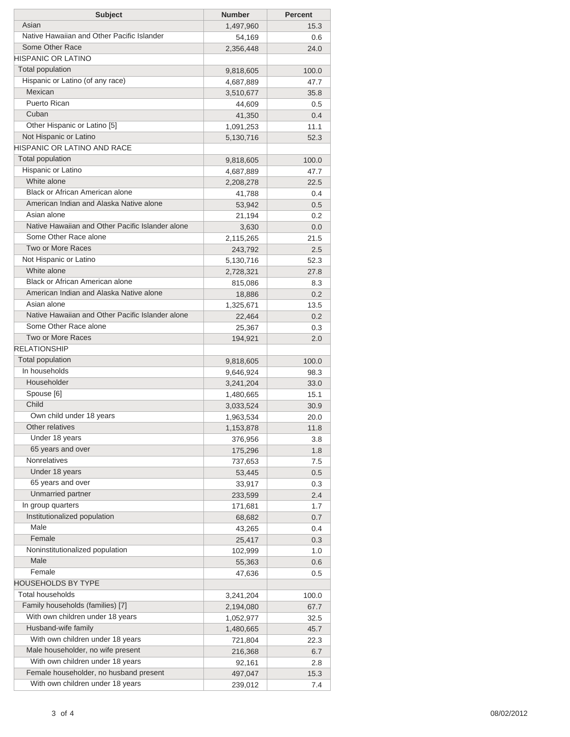| Subject | Number | Percent |
|---|---|---|
| Asian | 1,497,960 | 15.3 |
| Native Hawaiian and Other Pacific Islander | 54,169 | 0.6 |
| Some Other Race | 2,356,448 | 24.0 |
| HISPANIC OR LATINO | | |
| Total population | 9,818,605 | 100.0 |
| Hispanic or Latino (of any race) | 4,687,889 | 47.7 |
| Mexican | 3,510,677 | 35.8 |
| Puerto Rican | 44,609 | 0.5 |
| Cuban | 41,350 | 0.4 |
| Other Hispanic or Latino [5] | 1,091,253 | 11.1 |
| Not Hispanic or Latino | 5,130,716 | 52.3 |
| HISPANIC OR LATINO AND RACE | | |
| Total population | 9,818,605 | 100.0 |
| Hispanic or Latino | 4,687,889 | 47.7 |
| White alone | 2,208,278 | 22.5 |
| Black or African American alone | 41,788 | 0.4 |
| American Indian and Alaska Native alone | 53,942 | 0.5 |
| Asian alone | 21,194 | 0.2 |
| Native Hawaiian and Other Pacific Islander alone | 3,630 | 0.0 |
| Some Other Race alone | 2,115,265 | 21.5 |
| Two or More Races | 243,792 | 2.5 |
| Not Hispanic or Latino | 5,130,716 | 52.3 |
| White alone | 2,728,321 | 27.8 |
| Black or African American alone | 815,086 | 8.3 |
| American Indian and Alaska Native alone | 18,886 | 0.2 |
| Asian alone | 1,325,671 | 13.5 |
| Native Hawaiian and Other Pacific Islander alone | 22,464 | 0.2 |
| Some Other Race alone | 25,367 | 0.3 |
| Two or More Races | 194,921 | 2.0 |
| RELATIONSHIP | | |
| Total population | 9,818,605 | 100.0 |
| In households | 9,646,924 | 98.3 |
| Householder | 3,241,204 | 33.0 |
| Spouse [6] | 1,480,665 | 15.1 |
| Child | 3,033,524 | 30.9 |
| Own child under 18 years | 1,963,534 | 20.0 |
| Other relatives | 1,153,878 | 11.8 |
| Under 18 years | 376,956 | 3.8 |
| 65 years and over | 175,296 | 1.8 |
| Nonrelatives | 737,653 | 7.5 |
| Under 18 years | 53,445 | 0.5 |
| 65 years and over | 33,917 | 0.3 |
| Unmarried partner | 233,599 | 2.4 |
| In group quarters | 171,681 | 1.7 |
| Institutionalized population | 68,682 | 0.7 |
| Male | 43,265 | 0.4 |
| Female | 25,417 | 0.3 |
| Noninstitutionalized population | 102,999 | 1.0 |
| Male | 55,363 | 0.6 |
| Female | 47,636 | 0.5 |
| HOUSEHOLDS BY TYPE | | |
| Total households | 3,241,204 | 100.0 |
| Family households (families) [7] | 2,194,080 | 67.7 |
| With own children under 18 years | 1,052,977 | 32.5 |
| Husband-wife family | 1,480,665 | 45.7 |
| With own children under 18 years | 721,804 | 22.3 |
| Male householder, no wife present | 216,368 | 6.7 |
| With own children under 18 years | 92,161 | 2.8 |
| Female householder, no husband present | 497,047 | 15.3 |
| With own children under 18 years | 239,012 | 7.4 |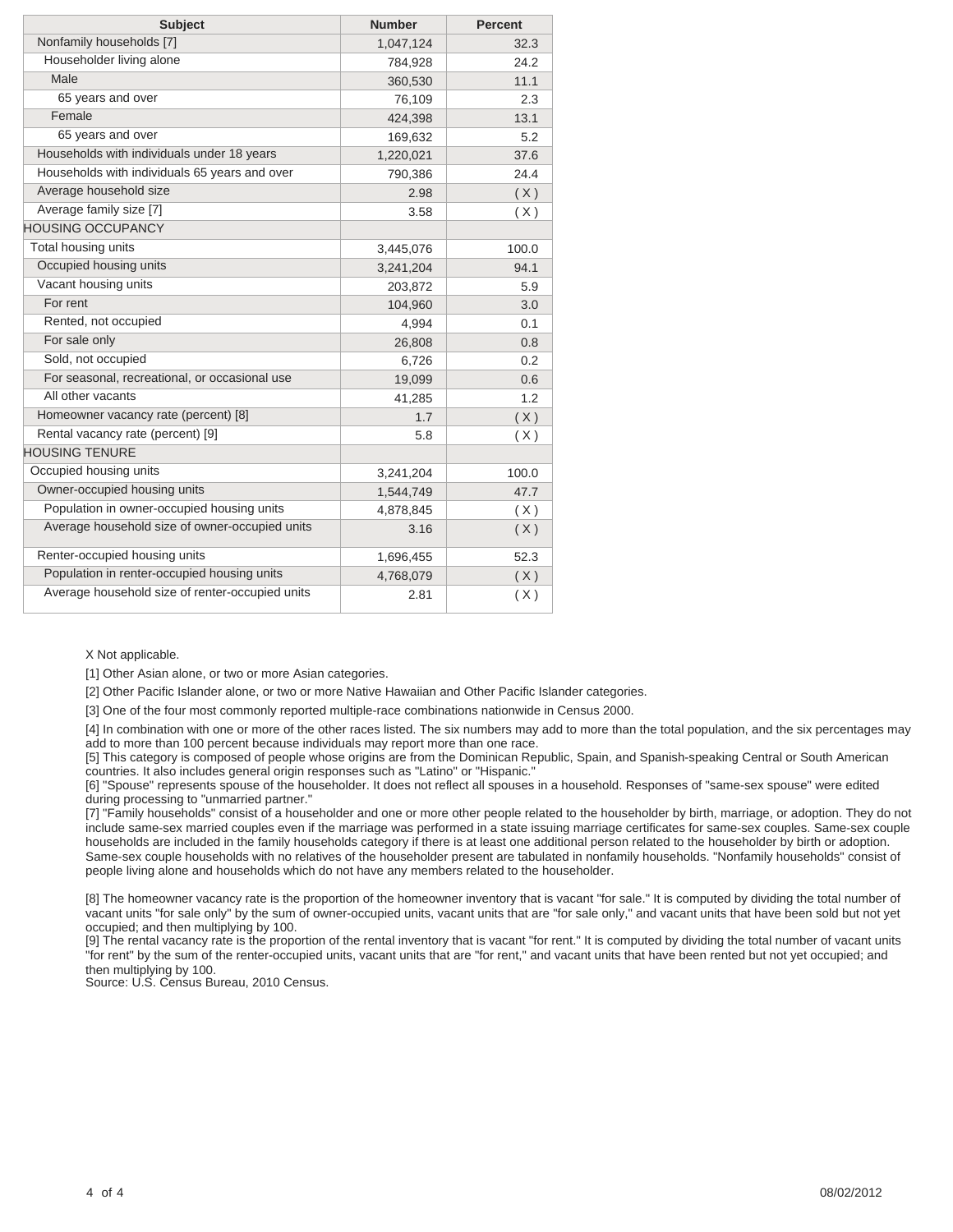| Subject | Number | Percent |
|---|---|---|
| Nonfamily households [7] | 1,047,124 | 32.3 |
| Householder living alone | 784,928 | 24.2 |
| Male | 360,530 | 11.1 |
| 65 years and over | 76,109 | 2.3 |
| Female | 424,398 | 13.1 |
| 65 years and over | 169,632 | 5.2 |
| Households with individuals under 18 years | 1,220,021 | 37.6 |
| Households with individuals 65 years and over | 790,386 | 24.4 |
| Average household size | 2.98 | ( X ) |
| Average family size [7] | 3.58 | ( X ) |
| HOUSING OCCUPANCY | | |
| Total housing units | 3,445,076 | 100.0 |
| Occupied housing units | 3,241,204 | 94.1 |
| Vacant housing units | 203,872 | 5.9 |
| For rent | 104,960 | 3.0 |
| Rented, not occupied | 4,994 | 0.1 |
| For sale only | 26,808 | 0.8 |
| Sold, not occupied | 6,726 | 0.2 |
| For seasonal, recreational, or occasional use | 19,099 | 0.6 |
| All other vacants | 41,285 | 1.2 |
| Homeowner vacancy rate (percent) [8] | 1.7 | ( X ) |
| Rental vacancy rate (percent) [9] | 5.8 | ( X ) |
| HOUSING TENURE | | |
| Occupied housing units | 3,241,204 | 100.0 |
| Owner-occupied housing units | 1,544,749 | 47.7 |
| Population in owner-occupied housing units | 4,878,845 | ( X ) |
| Average household size of owner-occupied units | 3.16 | ( X ) |
| Renter-occupied housing units | 1,696,455 | 52.3 |
| Population in renter-occupied housing units | 4,768,079 | ( X ) |
| Average household size of renter-occupied units | 2.81 | ( X ) |

X Not applicable.

[1] Other Asian alone, or two or more Asian categories.

[2] Other Pacific Islander alone, or two or more Native Hawaiian and Other Pacific Islander categories.

[3] One of the four most commonly reported multiple-race combinations nationwide in Census 2000.

[4] In combination with one or more of the other races listed. The six numbers may add to more than the total population, and the six percentages may add to more than 100 percent because individuals may report more than one race.

[5] This category is composed of people whose origins are from the Dominican Republic, Spain, and Spanish-speaking Central or South American countries. It also includes general origin responses such as "Latino" or "Hispanic."

[6] "Spouse" represents spouse of the householder. It does not reflect all spouses in a household. Responses of "same-sex spouse" were edited during processing to "unmarried partner."

[7] "Family households" consist of a householder and one or more other people related to the householder by birth, marriage, or adoption. They do not include same-sex married couples even if the marriage was performed in a state issuing marriage certificates for same-sex couples. Same-sex couple households are included in the family households category if there is at least one additional person related to the householder by birth or adoption. Same-sex couple households with no relatives of the householder present are tabulated in nonfamily households. "Nonfamily households" consist of people living alone and households which do not have any members related to the householder.

[8] The homeowner vacancy rate is the proportion of the homeowner inventory that is vacant "for sale." It is computed by dividing the total number of vacant units "for sale only" by the sum of owner-occupied units, vacant units that are "for sale only," and vacant units that have been sold but not yet occupied; and then multiplying by 100.

[9] The rental vacancy rate is the proportion of the rental inventory that is vacant "for rent." It is computed by dividing the total number of vacant units "for rent" by the sum of the renter-occupied units, vacant units that are "for rent," and vacant units that have been rented but not yet occupied; and then multiplying by 100.

Source: U.S. Census Bureau, 2010 Census.